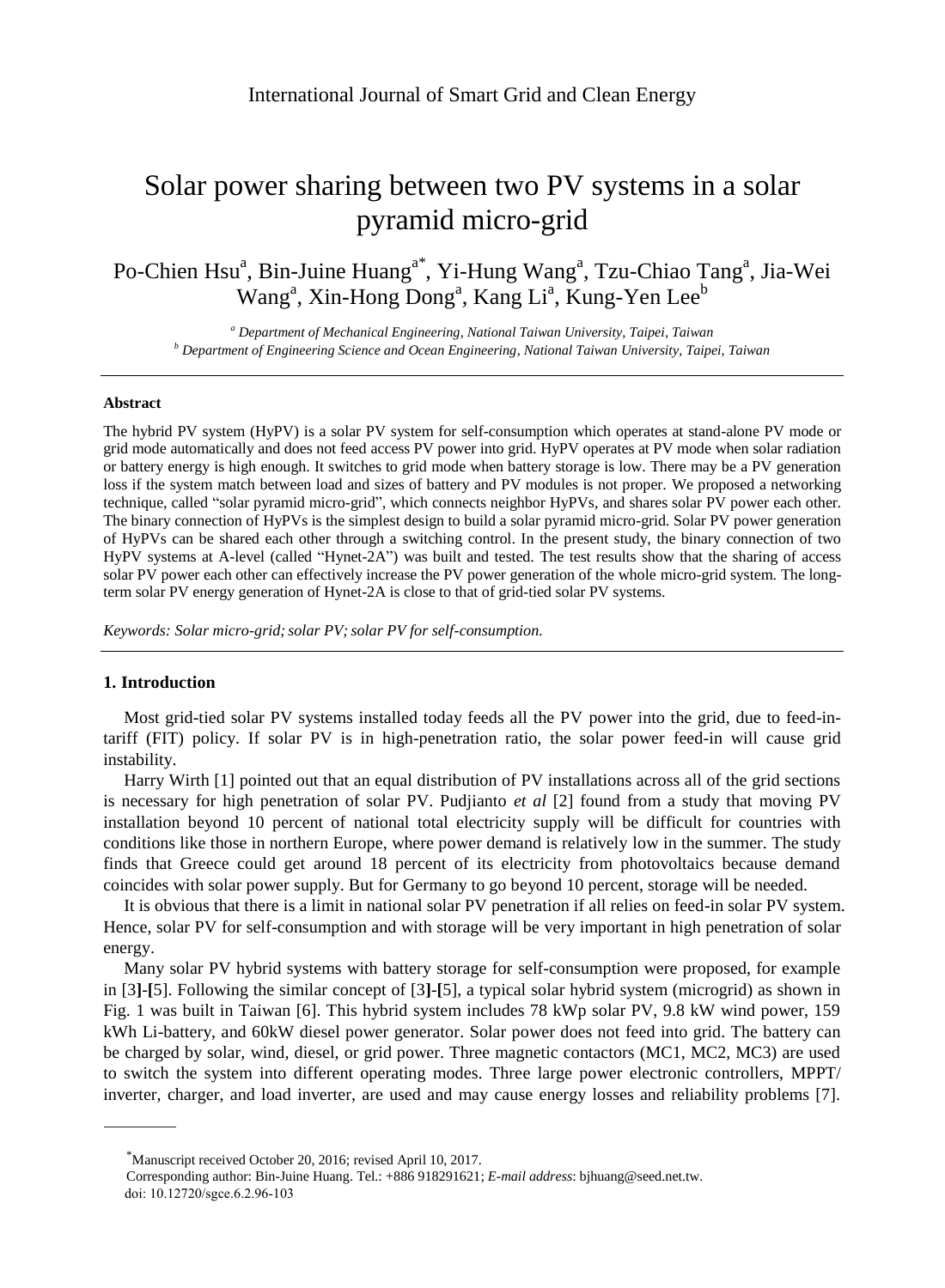# Solar power sharing between two PV systems in a solar pyramid micro-grid

Po-Chien Hsu[a], Bin-Juine Huang[a*], Yi-Hung Wang[a], Tzu-Chiao Tang[a], Jia-Wei Wang[a], Xin-Hong Dong[a], Kang Li[a], Kung-Yen Lee[b]

[a] *Department of Mechanical Engineering, National Taiwan University, Taipei, Taiwan*
[b] *Department of Engineering Science and Ocean Engineering, National Taiwan University, Taipei, Taiwan*

---

### Abstract

The hybrid PV system (HyPV) is a solar PV system for self-consumption which operates at stand-alone PV mode or grid mode automatically and does not feed access PV power into grid. HyPV operates at PV mode when solar radiation or battery energy is high enough. It switches to grid mode when battery storage is low. There may be a PV generation loss if the system match between load and sizes of battery and PV modules is not proper. We proposed a networking technique, called "solar pyramid micro-grid", which connects neighbor HyPVs, and shares solar PV power each other. The binary connection of HyPVs is the simplest design to build a solar pyramid micro-grid. Solar PV power generation of HyPVs can be shared each other through a switching control. In the present study, the binary connection of two HyPV systems at A-level (called "Hynet-2A") was built and tested. The test results show that the sharing of access solar PV power each other can effectively increase the PV power generation of the whole micro-grid system. The long-term solar PV energy generation of Hynet-2A is close to that of grid-tied solar PV systems.

*Keywords: Solar micro-grid; solar PV; solar PV for self-consumption.*

---

### 1. Introduction

Most grid-tied solar PV systems installed today feeds all the PV power into the grid, due to feed-in-tariff (FIT) policy. If solar PV is in high-penetration ratio, the solar power feed-in will cause grid instability.

Harry Wirth [1] pointed out that an equal distribution of PV installations across all of the grid sections is necessary for high penetration of solar PV. Pudjianto *et al* [2] found from a study that moving PV installation beyond 10 percent of national total electricity supply will be difficult for countries with conditions like those in northern Europe, where power demand is relatively low in the summer. The study finds that Greece could get around 18 percent of its electricity from photovoltaics because demand coincides with solar power supply. But for Germany to go beyond 10 percent, storage will be needed.

It is obvious that there is a limit in national solar PV penetration if all relies on feed-in solar PV system. Hence, solar PV for self-consumption and with storage will be very important in high penetration of solar energy.

Many solar PV hybrid systems with battery storage for self-consumption were proposed, for example in [3]-[5]. Following the similar concept of [3]-[5], a typical solar hybrid system (microgrid) as shown in Fig. 1 was built in Taiwan [6]. This hybrid system includes 78 kWp solar PV, 9.8 kW wind power, 159 kWh Li-battery, and 60kW diesel power generator. Solar power does not feed into grid. The battery can be charged by solar, wind, diesel, or grid power. Three magnetic contactors (MC1, MC2, MC3) are used to switch the system into different operating modes. Three large power electronic controllers, MPPT/ inverter, charger, and load inverter, are used and may cause energy losses and reliability problems [7].

---

*Manuscript received October 20, 2016; revised April 10, 2017.
Corresponding author: Bin-Juine Huang. Tel.: +886 918291621; *E-mail address*: bjhuang@seed.net.tw.
doi: 10.12720/sgce.6.2.96-103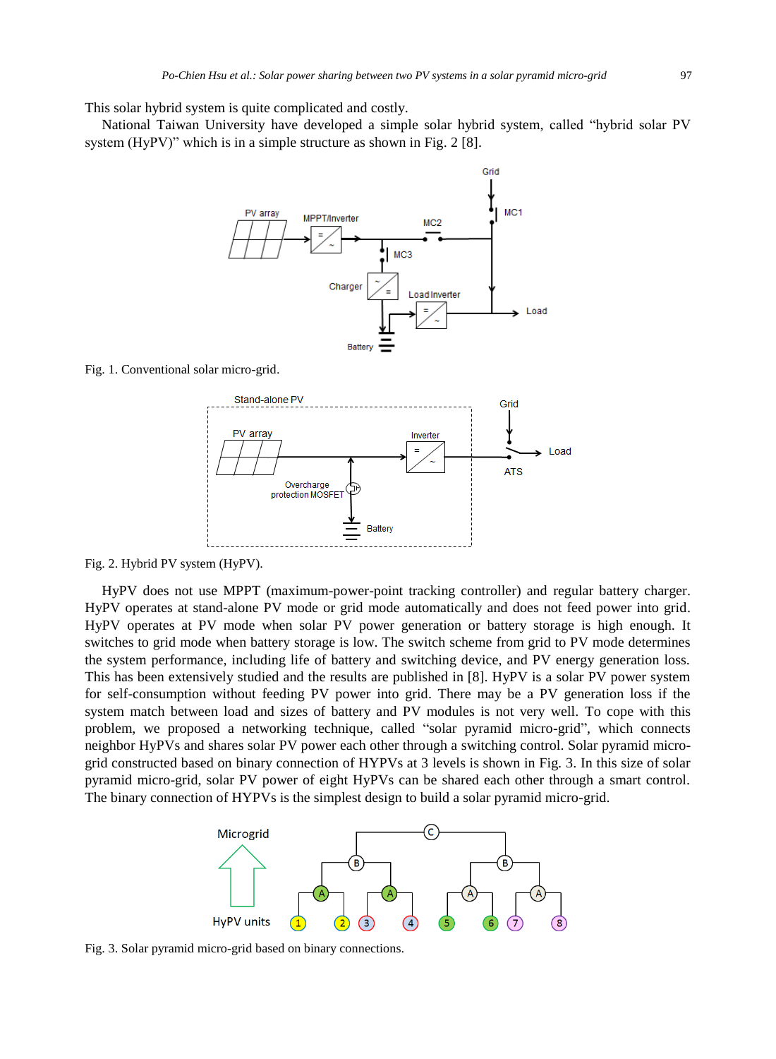This solar hybrid system is quite complicated and costly.

National Taiwan University have developed a simple solar hybrid system, called “hybrid solar PV system (HyPV)” which is in a simple structure as shown in Fig. 2 [8].

Fig. 1. Conventional solar micro-grid.

Fig. 2. Hybrid PV system (HyPV).

HyPV does not use MPPT (maximum-power-point tracking controller) and regular battery charger. HyPV operates at stand-alone PV mode or grid mode automatically and does not feed power into grid. HyPV operates at PV mode when solar PV power generation or battery storage is high enough. It switches to grid mode when battery storage is low. The switch scheme from grid to PV mode determines the system performance, including life of battery and switching device, and PV energy generation loss. This has been extensively studied and the results are published in [8]. HyPV is a solar PV power system for self-consumption without feeding PV power into grid. There may be a PV generation loss if the system match between load and sizes of battery and PV modules is not very well. To cope with this problem, we proposed a networking technique, called “solar pyramid micro-grid”, which connects neighbor HyPVs and shares solar PV power each other through a switching control. Solar pyramid micro-grid constructed based on binary connection of HYPVs at 3 levels is shown in Fig. 3. In this size of solar pyramid micro-grid, solar PV power of eight HyPVs can be shared each other through a smart control. The binary connection of HYPVs is the simplest design to build a solar pyramid micro-grid.

Fig. 3. Solar pyramid micro-grid based on binary connections.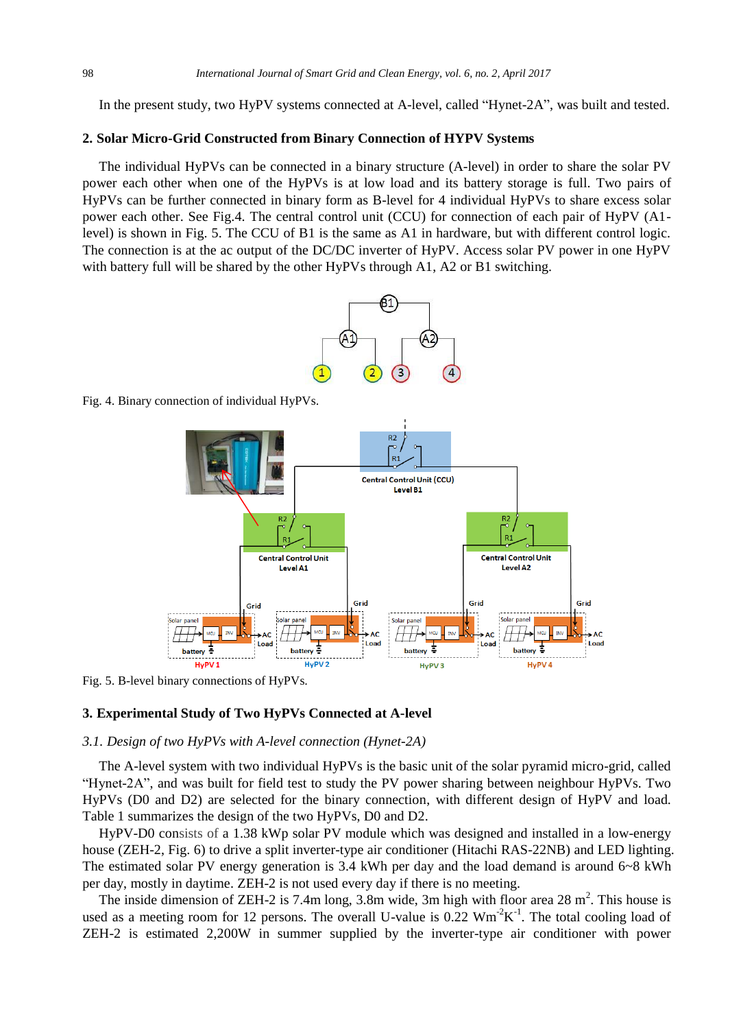In the present study, two HyPV systems connected at A-level, called “Hynet-2A”, was built and tested.

## 2. Solar Micro-Grid Constructed from Binary Connection of HYPV Systems

The individual HyPVs can be connected in a binary structure (A-level) in order to share the solar PV power each other when one of the HyPVs is at low load and its battery storage is full. Two pairs of HyPVs can be further connected in binary form as B-level for 4 individual HyPVs to share excess solar power each other. See Fig.4. The central control unit (CCU) for connection of each pair of HyPV (A1-level) is shown in Fig. 5. The CCU of B1 is the same as A1 in hardware, but with different control logic. The connection is at the ac output of the DC/DC inverter of HyPV. Access solar PV power in one HyPV with battery full will be shared by the other HyPVs through A1, A2 or B1 switching.

Fig. 4. Binary connection of individual HyPVs.

Fig. 5. B-level binary connections of HyPVs.

## 3. Experimental Study of Two HyPVs Connected at A-level

### *3.1. Design of two HyPVs with A-level connection (Hynet-2A)*

The A-level system with two individual HyPVs is the basic unit of the solar pyramid micro-grid, called “Hynet-2A”, and was built for field test to study the PV power sharing between neighbour HyPVs. Two HyPVs (D0 and D2) are selected for the binary connection, with different design of HyPV and load. Table 1 summarizes the design of the two HyPVs, D0 and D2.

HyPV-D0 consists of a 1.38 kWp solar PV module which was designed and installed in a low-energy house (ZEH-2, Fig. 6) to drive a split inverter-type air conditioner (Hitachi RAS-22NB) and LED lighting. The estimated solar PV energy generation is 3.4 kWh per day and the load demand is around 6~8 kWh per day, mostly in daytime. ZEH-2 is not used every day if there is no meeting.

The inside dimension of ZEH-2 is 7.4m long, 3.8m wide, 3m high with floor area 28 m$^2$. This house is used as a meeting room for 12 persons. The overall U-value is 0.22 Wm$^{-2}$K$^{-1}$. The total cooling load of ZEH-2 is estimated 2,200W in summer supplied by the inverter-type air conditioner with power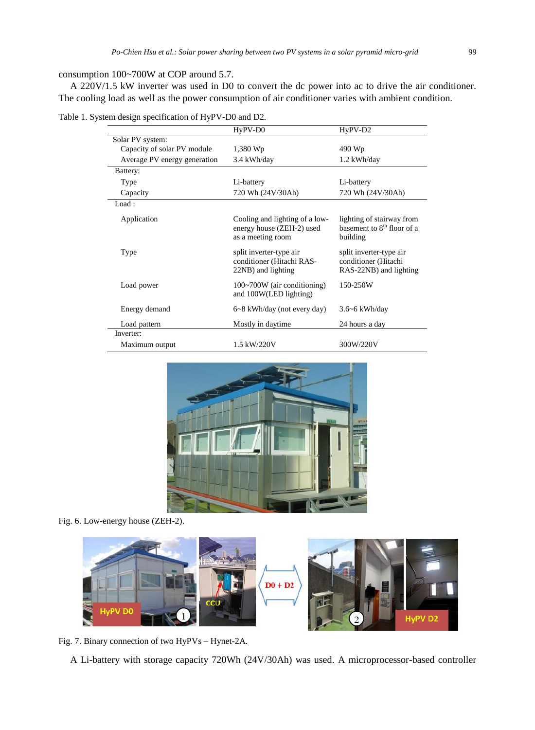consumption 100~700W at COP around 5.7.

A 220V/1.5 kW inverter was used in D0 to convert the dc power into ac to drive the air conditioner. The cooling load as well as the power consumption of air conditioner varies with ambient condition.

Table 1. System design specification of HyPV-D0 and D2.

| | HyPV-D0 | HyPV-D2 |
|---|---|---|
| Solar PV system: | | |
| Capacity of solar PV module | 1,380 Wp | 490 Wp |
| Average PV energy generation | 3.4 kWh/day | 1.2 kWh/day |
| Battery: | | |
| Type | Li-battery | Li-battery |
| Capacity | 720 Wh (24V/30Ah) | 720 Wh (24V/30Ah) |
| Load : | | |
| Application | Cooling and lighting of a low-energy house (ZEH-2) used as a meeting room | lighting of stairway from basement to 8th floor of a building |
| Type | split inverter-type air conditioner (Hitachi RAS-22NB) and lighting | split inverter-type air conditioner (Hitachi RAS-22NB) and lighting |
| Load power | 100~700W (air conditioning) and 100W(LED lighting) | 150-250W |
| Energy demand | 6~8 kWh/day (not every day) | 3.6~6 kWh/day |
| Load pattern | Mostly in daytime | 24 hours a day |
| Inverter: | | |
| Maximum output | 1.5 kW/220V | 300W/220V |

Fig. 6. Low-energy house (ZEH-2).

Fig. 7. Binary connection of two HyPVs – Hynet-2A.

A Li-battery with storage capacity 720Wh (24V/30Ah) was used. A microprocessor-based controller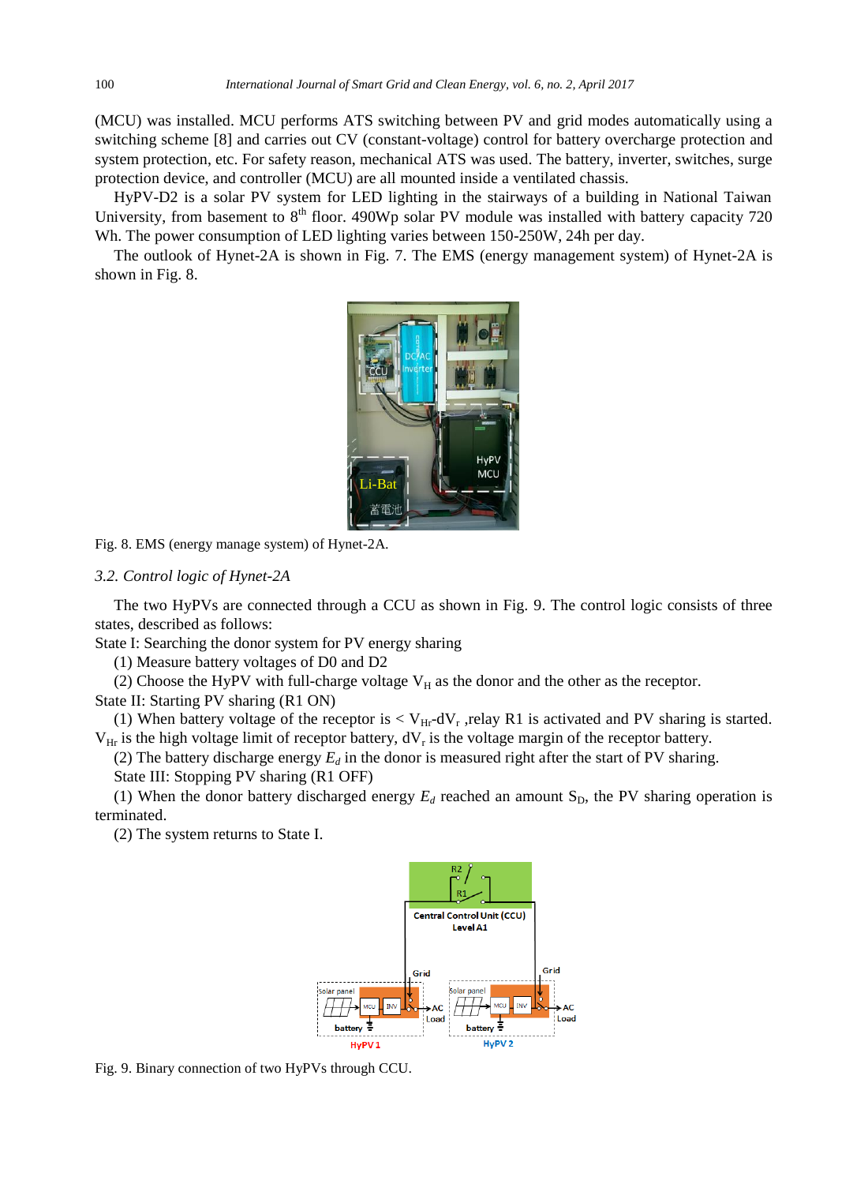(MCU) was installed. MCU performs ATS switching between PV and grid modes automatically using a switching scheme [8] and carries out CV (constant-voltage) control for battery overcharge protection and system protection, etc. For safety reason, mechanical ATS was used. The battery, inverter, switches, surge protection device, and controller (MCU) are all mounted inside a ventilated chassis.

HyPV-D2 is a solar PV system for LED lighting in the stairways of a building in National Taiwan University, from basement to 8th floor. 490Wp solar PV module was installed with battery capacity 720 Wh. The power consumption of LED lighting varies between 150-250W, 24h per day.

The outlook of Hynet-2A is shown in Fig. 7. The EMS (energy management system) of Hynet-2A is shown in Fig. 8.

Fig. 8. EMS (energy manage system) of Hynet-2A.

### 3.2. Control logic of Hynet-2A

The two HyPVs are connected through a CCU as shown in Fig. 9. The control logic consists of three states, described as follows:

State I: Searching the donor system for PV energy sharing

(1) Measure battery voltages of D0 and D2

(2) Choose the HyPV with full-charge voltage $V_H$ as the donor and the other as the receptor.

State II: Starting PV sharing (R1 ON)

(1) When battery voltage of the receptor is < $V_{Hr}$-$dV_r$ ,relay R1 is activated and PV sharing is started. $V_{Hr}$ is the high voltage limit of receptor battery, $dV_r$ is the voltage margin of the receptor battery.

(2) The battery discharge energy $E_d$ in the donor is measured right after the start of PV sharing.

State III: Stopping PV sharing (R1 OFF)

(1) When the donor battery discharged energy $E_d$ reached an amount $S_D$, the PV sharing operation is terminated.

(2) The system returns to State I.

Fig. 9. Binary connection of two HyPVs through CCU.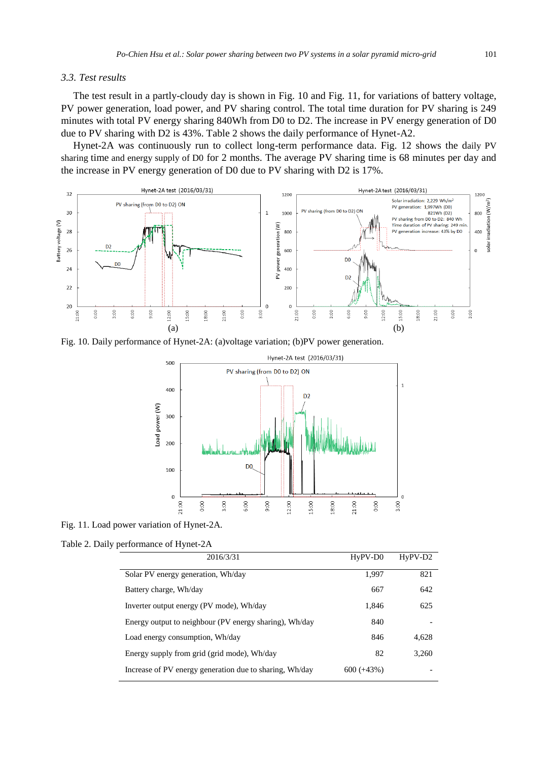### 3.3. Test results

The test result in a partly-cloudy day is shown in Fig. 10 and Fig. 11, for variations of battery voltage, PV power generation, load power, and PV sharing control. The total time duration for PV sharing is 249 minutes with total PV energy sharing 840Wh from D0 to D2. The increase in PV energy generation of D0 due to PV sharing with D2 is 43%. Table 2 shows the daily performance of Hynet-A2.

Hynet-2A was continuously run to collect long-term performance data. Fig. 12 shows the daily PV sharing time and energy supply of D0 for 2 months. The average PV sharing time is 68 minutes per day and the increase in PV energy generation of D0 due to PV sharing with D2 is 17%.

Fig. 10. Daily performance of Hynet-2A: (a)voltage variation; (b)PV power generation.

Fig. 11. Load power variation of Hynet-2A.

Table 2. Daily performance of Hynet-2A

| 2016/3/31 | HyPV-D0 | HyPV-D2 |
|---|---|---|
| Solar PV energy generation, Wh/day | 1,997 | 821 |
| Battery charge, Wh/day | 667 | 642 |
| Inverter output energy (PV mode), Wh/day | 1,846 | 625 |
| Energy output to neighbour (PV energy sharing), Wh/day | 840 | - |
| Load energy consumption, Wh/day | 846 | 4,628 |
| Energy supply from grid (grid mode), Wh/day | 82 | 3,260 |
| Increase of PV energy generation due to sharing, Wh/day | 600 (+43%) | - |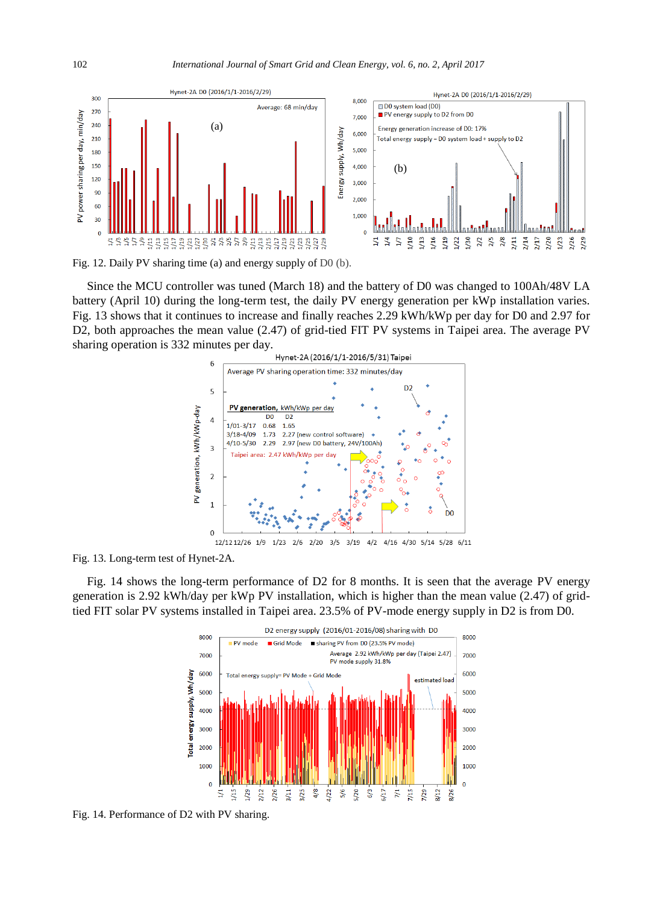Fig. 12. Daily PV sharing time (a) and energy supply of D0 (b).

Since the MCU controller was tuned (March 18) and the battery of D0 was changed to 100Ah/48V LA battery (April 10) during the long-term test, the daily PV energy generation per kWp installation varies. Fig. 13 shows that it continues to increase and finally reaches 2.29 kWh/kWp per day for D0 and 2.97 for D2, both approaches the mean value (2.47) of grid-tied FIT PV systems in Taipei area. The average PV sharing operation is 332 minutes per day.

Fig. 13. Long-term test of Hynet-2A.

Fig. 14 shows the long-term performance of D2 for 8 months. It is seen that the average PV energy generation is 2.92 kWh/day per kWp PV installation, which is higher than the mean value (2.47) of grid-tied FIT solar PV systems installed in Taipei area. 23.5% of PV-mode energy supply in D2 is from D0.

Fig. 14. Performance of D2 with PV sharing.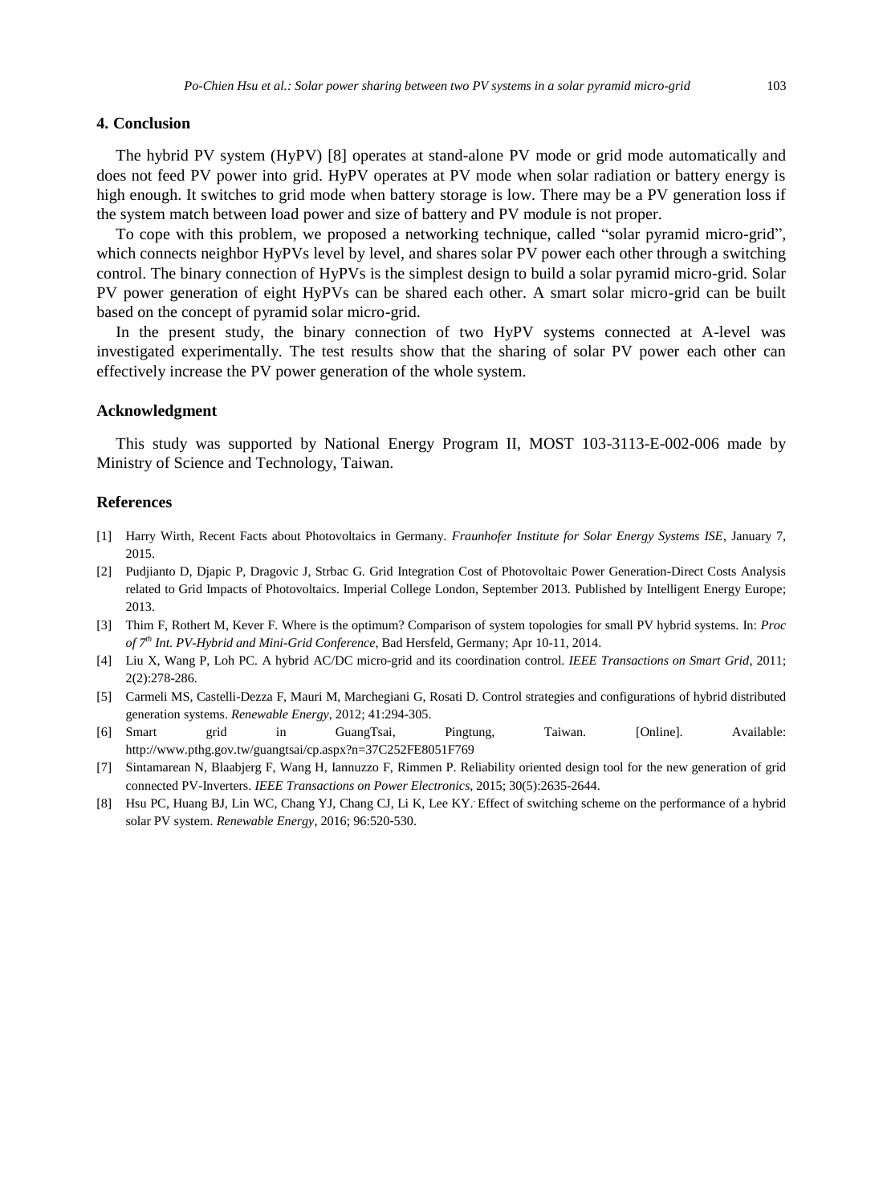## 4. Conclusion

The hybrid PV system (HyPV) [8] operates at stand-alone PV mode or grid mode automatically and does not feed PV power into grid. HyPV operates at PV mode when solar radiation or battery energy is high enough. It switches to grid mode when battery storage is low. There may be a PV generation loss if the system match between load power and size of battery and PV module is not proper.

To cope with this problem, we proposed a networking technique, called "solar pyramid micro-grid", which connects neighbor HyPVs level by level, and shares solar PV power each other through a switching control. The binary connection of HyPVs is the simplest design to build a solar pyramid micro-grid. Solar PV power generation of eight HyPVs can be shared each other. A smart solar micro-grid can be built based on the concept of pyramid solar micro-grid.

In the present study, the binary connection of two HyPV systems connected at A-level was investigated experimentally. The test results show that the sharing of solar PV power each other can effectively increase the PV power generation of the whole system.

## Acknowledgment

This study was supported by National Energy Program II, MOST 103-3113-E-002-006 made by Ministry of Science and Technology, Taiwan.

## References

[1] Harry Wirth, Recent Facts about Photovoltaics in Germany. *Fraunhofer Institute for Solar Energy Systems ISE*, January 7, 2015.

[2] Pudjianto D, Djapic P, Dragovic J, Strbac G. Grid Integration Cost of Photovoltaic Power Generation-Direct Costs Analysis related to Grid Impacts of Photovoltaics. Imperial College London, September 2013. Published by Intelligent Energy Europe; 2013.

[3] Thim F, Rothert M, Kever F. Where is the optimum? Comparison of system topologies for small PV hybrid systems. In: *Proc of 7th Int. PV-Hybrid and Mini-Grid Conference*, Bad Hersfeld, Germany; Apr 10-11, 2014.

[4] Liu X, Wang P, Loh PC. A hybrid AC/DC micro-grid and its coordination control. *IEEE Transactions on Smart Grid*, 2011; 2(2):278-286.

[5] Carmeli MS, Castelli-Dezza F, Mauri M, Marchegiani G, Rosati D. Control strategies and configurations of hybrid distributed generation systems. *Renewable Energy*, 2012; 41:294-305.

[6] Smart grid in GuangTsai, Pingtung, Taiwan. [Online]. Available: http://www.pthg.gov.tw/guangtsai/cp.aspx?n=37C252FE8051F769

[7] Sintamarean N, Blaabjerg F, Wang H, Iannuzzo F, Rimmen P. Reliability oriented design tool for the new generation of grid connected PV-Inverters. *IEEE Transactions on Power Electronics*, 2015; 30(5):2635-2644.

[8] Hsu PC, Huang BJ, Lin WC, Chang YJ, Chang CJ, Li K, Lee KY. Effect of switching scheme on the performance of a hybrid solar PV system. *Renewable Energy*, 2016; 96:520-530.